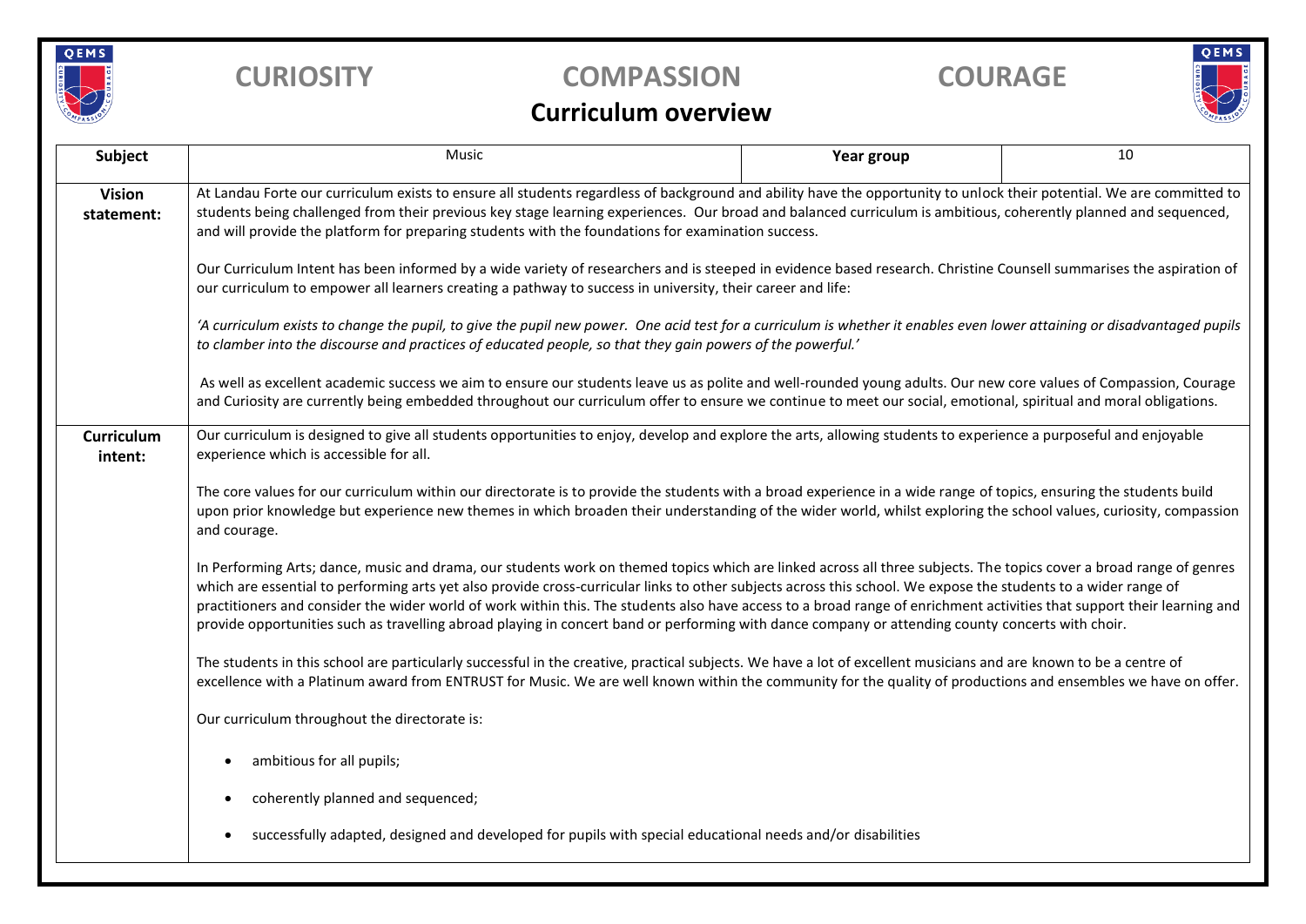**CURIOSITY** **COMPASSION** **COURAGE**

# Curriculum overview

| **Subject** | Music | **Year group** | 10 |
|---|---|---|---|
| **Vision statement:** | At Landau Forte our curriculum exists to ensure all students regardless of background and ability have the opportunity to unlock their potential. We are committed to students being challenged from their previous key stage learning experiences. Our broad and balanced curriculum is ambitious, coherently planned and sequenced, and will provide the platform for preparing students with the foundations for examination success.<br><br>Our Curriculum Intent has been informed by a wide variety of researchers and is steeped in evidence based research. Christine Counsell summarises the aspiration of our curriculum to empower all learners creating a pathway to success in university, their career and life:<br><br>*'A curriculum exists to change the pupil, to give the pupil new power. One acid test for a curriculum is whether it enables even lower attaining or disadvantaged pupils to clamber into the discourse and practices of educated people, so that they gain powers of the powerful.'*<br><br>As well as excellent academic success we aim to ensure our students leave us as polite and well-rounded young adults. Our new core values of Compassion, Courage and Curiosity are currently being embedded throughout our curriculum offer to ensure we continue to meet our social, emotional, spiritual and moral obligations. | | |
| **Curriculum intent:** | Our curriculum is designed to give all students opportunities to enjoy, develop and explore the arts, allowing students to experience a purposeful and enjoyable experience which is accessible for all.<br><br>The core values for our curriculum within our directorate is to provide the students with a broad experience in a wide range of topics, ensuring the students build upon prior knowledge but experience new themes in which broaden their understanding of the wider world, whilst exploring the school values, curiosity, compassion and courage.<br><br>In Performing Arts; dance, music and drama, our students work on themed topics which are linked across all three subjects. The topics cover a broad range of genres which are essential to performing arts yet also provide cross-curricular links to other subjects across this school. We expose the students to a wider range of practitioners and consider the wider world of work within this. The students also have access to a broad range of enrichment activities that support their learning and provide opportunities such as travelling abroad playing in concert band or performing with dance company or attending county concerts with choir.<br><br>The students in this school are particularly successful in the creative, practical subjects. We have a lot of excellent musicians and are known to be a centre of excellence with a Platinum award from ENTRUST for Music. We are well known within the community for the quality of productions and ensembles we have on offer.<br><br>Our curriculum throughout the directorate is:<br><br>• ambitious for all pupils;<br>• coherently planned and sequenced;<br>• successfully adapted, designed and developed for pupils with special educational needs and/or disabilities | | |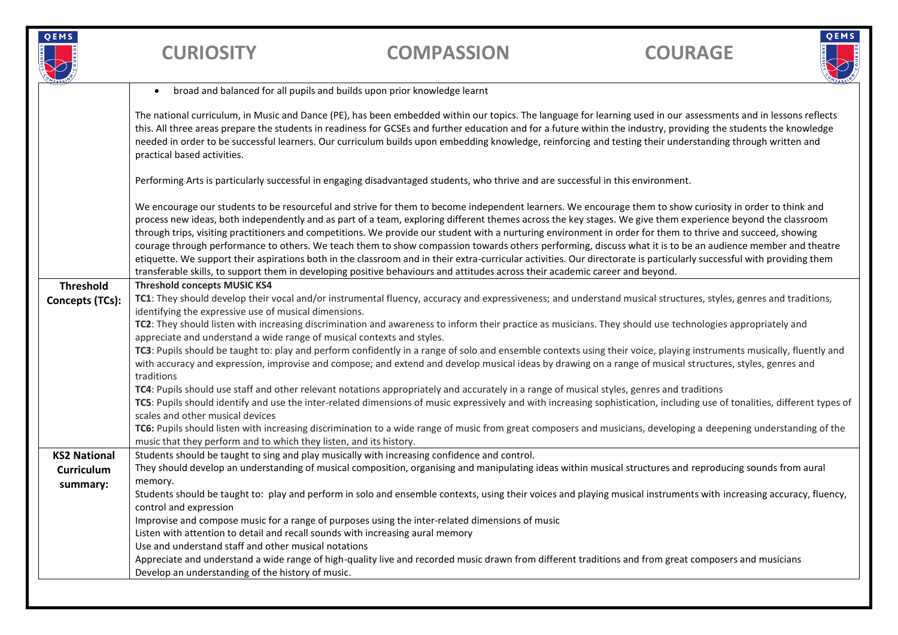| | |
|---|---|
| | • broad and balanced for all pupils and builds upon prior knowledge learnt<br><br>The national curriculum, in Music and Dance (PE), has been embedded within our topics. The language for learning used in our assessments and in lessons reflects this. All three areas prepare the students in readiness for GCSEs and further education and for a future within the industry, providing the students the knowledge needed in order to be successful learners. Our curriculum builds upon embedding knowledge, reinforcing and testing their understanding through written and practical based activities.<br><br>Performing Arts is particularly successful in engaging disadvantaged students, who thrive and are successful in this environment.<br><br>We encourage our students to be resourceful and strive for them to become independent learners. We encourage them to show curiosity in order to think and process new ideas, both independently and as part of a team, exploring different themes across the key stages. We give them experience beyond the classroom through trips, visiting practitioners and competitions. We provide our student with a nurturing environment in order for them to thrive and succeed, showing courage through performance to others. We teach them to show compassion towards others performing, discuss what it is to be an audience member and theatre etiquette. We support their aspirations both in the classroom and in their extra-curricular activities. Our directorate is particularly successful with providing them transferable skills, to support them in developing positive behaviours and attitudes across their academic career and beyond. |
| **Threshold Concepts (TCs):** | **Threshold concepts MUSIC KS4**<br>**TC1**: They should develop their vocal and/or instrumental fluency, accuracy and expressiveness; and understand musical structures, styles, genres and traditions, identifying the expressive use of musical dimensions.<br>**TC2**: They should listen with increasing discrimination and awareness to inform their practice as musicians. They should use technologies appropriately and appreciate and understand a wide range of musical contexts and styles.<br>**TC3**: Pupils should be taught to: play and perform confidently in a range of solo and ensemble contexts using their voice, playing instruments musically, fluently and with accuracy and expression, improvise and compose; and extend and develop musical ideas by drawing on a range of musical structures, styles, genres and traditions<br>**TC4**: Pupils should use staff and other relevant notations appropriately and accurately in a range of musical styles, genres and traditions<br>**TC5**: Pupils should identify and use the inter-related dimensions of music expressively and with increasing sophistication, including use of tonalities, different types of scales and other musical devices<br>**TC6:** Pupils should listen with increasing discrimination to a wide range of music from great composers and musicians, developing a deepening understanding of the music that they perform and to which they listen, and its history. |
| **KS2 National Curriculum summary:** | Students should be taught to sing and play musically with increasing confidence and control.<br>They should develop an understanding of musical composition, organising and manipulating ideas within musical structures and reproducing sounds from aural memory.<br>Students should be taught to: play and perform in solo and ensemble contexts, using their voices and playing musical instruments with increasing accuracy, fluency, control and expression<br>Improvise and compose music for a range of purposes using the inter-related dimensions of music<br>Listen with attention to detail and recall sounds with increasing aural memory<br>Use and understand staff and other musical notations<br>Appreciate and understand a wide range of high-quality live and recorded music drawn from different traditions and from great composers and musicians<br>Develop an understanding of the history of music. |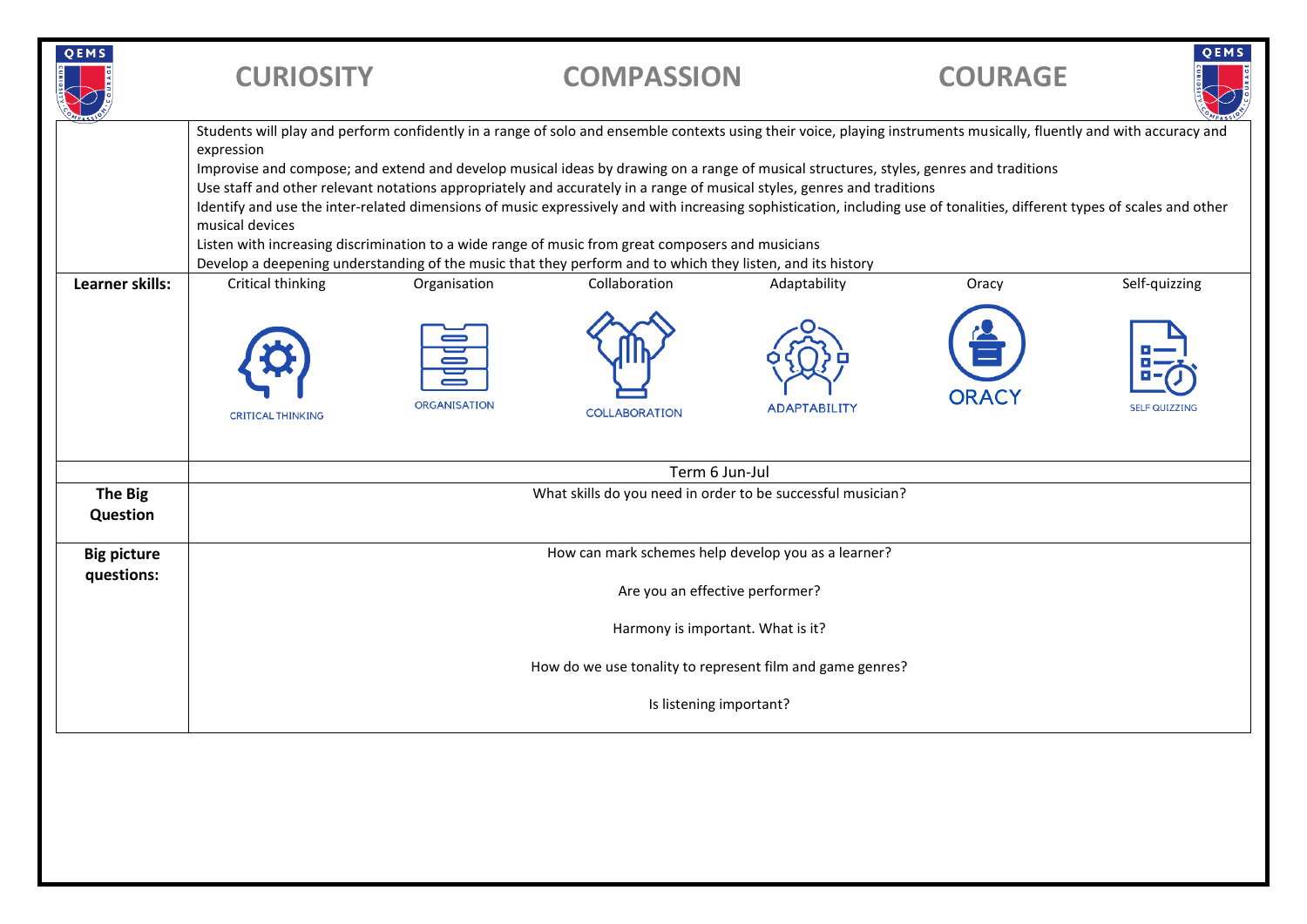# CURIOSITY COMPASSION COURAGE

| | | | | | | |
|---|---|---|---|---|---|---|
| | Students will play and perform confidently in a range of solo and ensemble contexts using their voice, playing instruments musically, fluently and with accuracy and expression<br>Improvise and compose; and extend and develop musical ideas by drawing on a range of musical structures, styles, genres and traditions<br>Use staff and other relevant notations appropriately and accurately in a range of musical styles, genres and traditions<br>Identify and use the inter-related dimensions of music expressively and with increasing sophistication, including use of tonalities, different types of scales and other musical devices<br>Listen with increasing discrimination to a wide range of music from great composers and musicians<br>Develop a deepening understanding of the music that they perform and to which they listen, and its history | | | | | |
| **Learner skills:** | Critical thinking<br>CRITICAL THINKING | Organisation<br>ORGANISATION | Collaboration<br>COLLABORATION | Adaptability<br>ADAPTABILITY | Oracy<br>ORACY | Self-quizzing<br>SELF QUIZZING |
| | Term 6 Jun-Jul | | | | | |
| **The Big Question** | What skills do you need in order to be successful musician? | | | | | |
| **Big picture questions:** | How can mark schemes help develop you as a learner?<br><br>Are you an effective performer?<br><br>Harmony is important. What is it?<br><br>How do we use tonality to represent film and game genres?<br><br>Is listening important? | | | | | |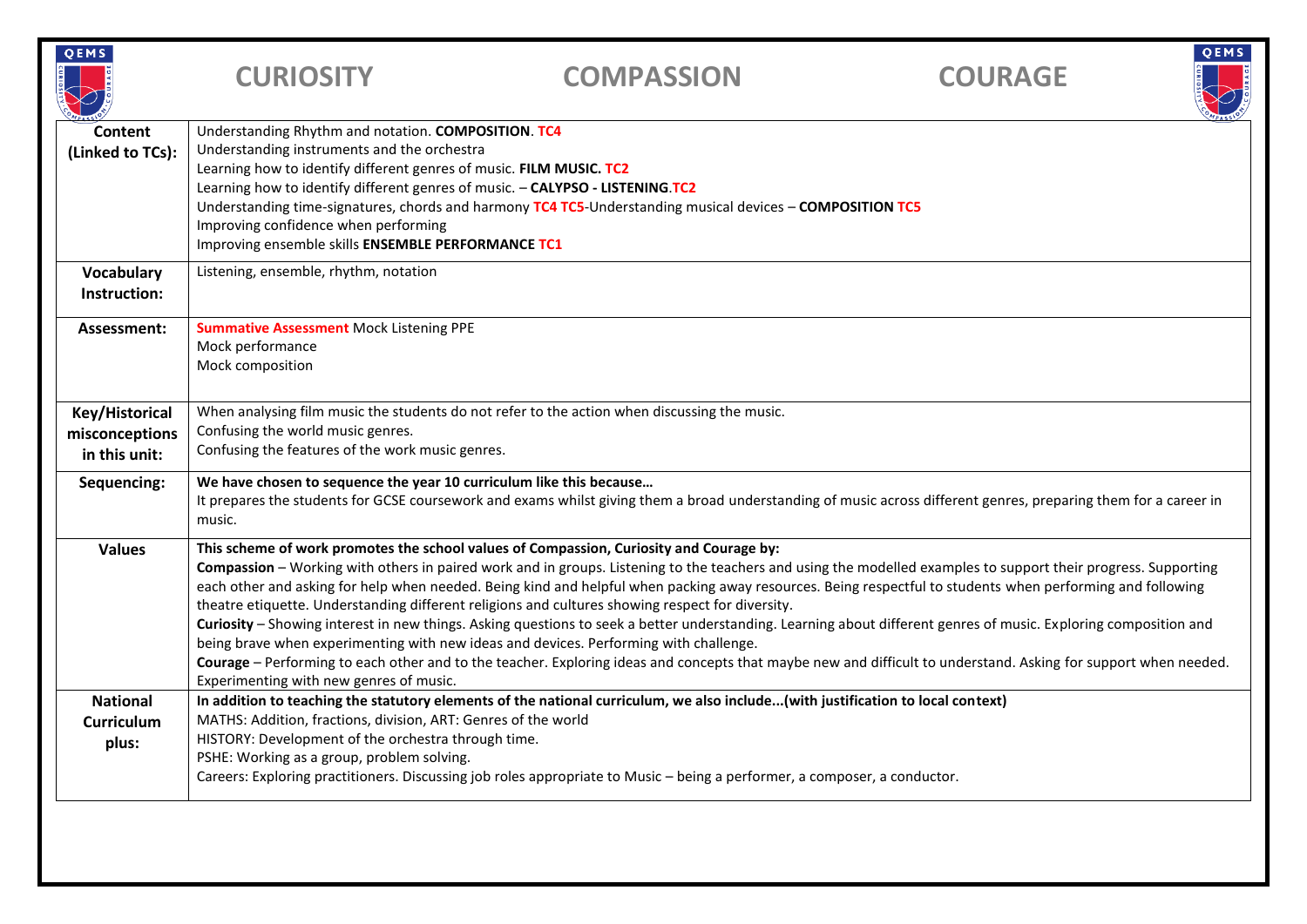**CURIOSITY** **COMPASSION** **COURAGE**

| | |
|---|---|
| **Content (Linked to TCs):** | Understanding Rhythm and notation. **COMPOSITION**. **TC4**<br>Understanding instruments and the orchestra<br>Learning how to identify different genres of music. **FILM MUSIC. TC2**<br>Learning how to identify different genres of music. – **CALYPSO - LISTENING**.**TC2**<br>Understanding time-signatures, chords and harmony **TC4 TC5**-Understanding musical devices – **COMPOSITION TC5**<br>Improving confidence when performing<br>Improving ensemble skills **ENSEMBLE PERFORMANCE TC1** |
| **Vocabulary Instruction:** | Listening, ensemble, rhythm, notation |
| **Assessment:** | **Summative Assessment** Mock Listening PPE<br>Mock performance<br>Mock composition |
| **Key/Historical misconceptions in this unit:** | When analysing film music the students do not refer to the action when discussing the music.<br>Confusing the world music genres.<br>Confusing the features of the work music genres. |
| **Sequencing:** | **We have chosen to sequence the year 10 curriculum like this because…**<br>It prepares the students for GCSE coursework and exams whilst giving them a broad understanding of music across different genres, preparing them for a career in music. |
| **Values** | **This scheme of work promotes the school values of Compassion, Curiosity and Courage by:**<br>**Compassion** – Working with others in paired work and in groups. Listening to the teachers and using the modelled examples to support their progress. Supporting each other and asking for help when needed. Being kind and helpful when packing away resources. Being respectful to students when performing and following theatre etiquette. Understanding different religions and cultures showing respect for diversity.<br>**Curiosity** – Showing interest in new things. Asking questions to seek a better understanding. Learning about different genres of music. Exploring composition and being brave when experimenting with new ideas and devices. Performing with challenge.<br>**Courage** – Performing to each other and to the teacher. Exploring ideas and concepts that maybe new and difficult to understand. Asking for support when needed. Experimenting with new genres of music. |
| **National Curriculum plus:** | **In addition to teaching the statutory elements of the national curriculum, we also include...(with justification to local context)**<br>MATHS: Addition, fractions, division, ART: Genres of the world<br>HISTORY: Development of the orchestra through time.<br>PSHE: Working as a group, problem solving.<br>Careers: Exploring practitioners. Discussing job roles appropriate to Music – being a performer, a composer, a conductor. |